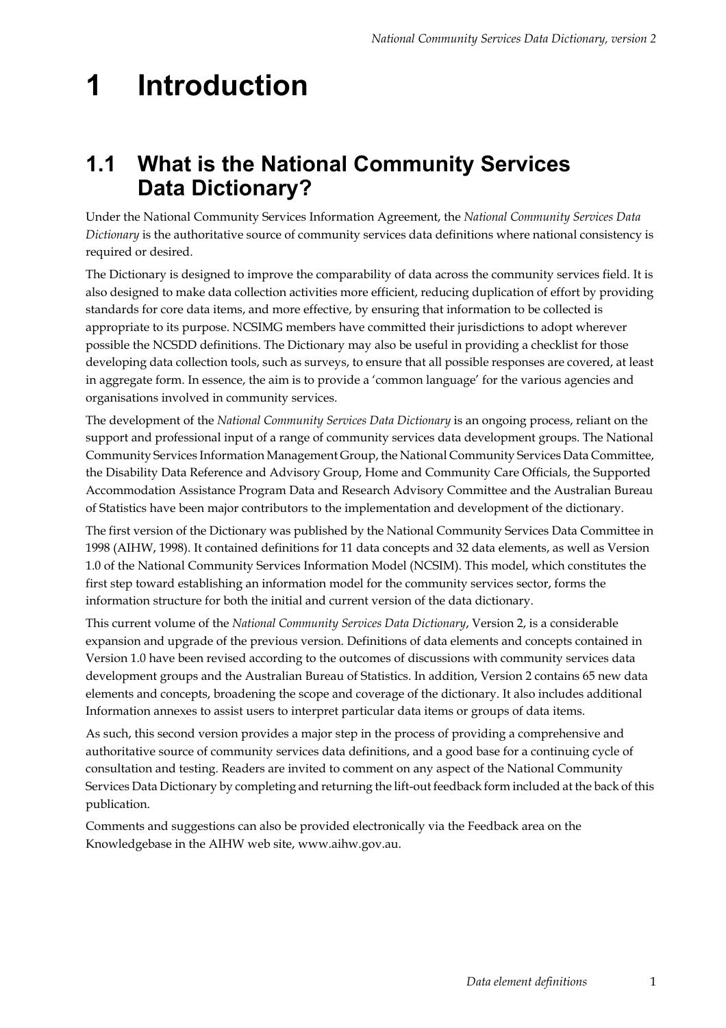# 1 Introduction

## 1.1 What is the National Community Services Data Dictionary?

Under the National Community Services Information Agreement, the *National Community Services Data Dictionary* is the authoritative source of community services data definitions where national consistency is required or desired.

The Dictionary is designed to improve the comparability of data across the community services field. It is also designed to make data collection activities more efficient, reducing duplication of effort by providing standards for core data items, and more effective, by ensuring that information to be collected is appropriate to its purpose. NCSIMG members have committed their jurisdictions to adopt wherever possible the NCSDD definitions. The Dictionary may also be useful in providing a checklist for those developing data collection tools, such as surveys, to ensure that all possible responses are covered, at least in aggregate form. In essence, the aim is to provide a 'common language' for the various agencies and organisations involved in community services.

The development of the *National Community Services Data Dictionary* is an ongoing process, reliant on the support and professional input of a range of community services data development groups. The National Community Services Information Management Group, the National Community Services Data Committee, the Disability Data Reference and Advisory Group, Home and Community Care Officials, the Supported Accommodation Assistance Program Data and Research Advisory Committee and the Australian Bureau of Statistics have been major contributors to the implementation and development of the dictionary.

The first version of the Dictionary was published by the National Community Services Data Committee in 1998 (AIHW, 1998). It contained definitions for 11 data concepts and 32 data elements, as well as Version 1.0 of the National Community Services Information Model (NCSIM). This model, which constitutes the first step toward establishing an information model for the community services sector, forms the information structure for both the initial and current version of the data dictionary.

This current volume of the *National Community Services Data Dictionary*, Version 2, is a considerable expansion and upgrade of the previous version. Definitions of data elements and concepts contained in Version 1.0 have been revised according to the outcomes of discussions with community services data development groups and the Australian Bureau of Statistics. In addition, Version 2 contains 65 new data elements and concepts, broadening the scope and coverage of the dictionary. It also includes additional Information annexes to assist users to interpret particular data items or groups of data items.

As such, this second version provides a major step in the process of providing a comprehensive and authoritative source of community services data definitions, and a good base for a continuing cycle of consultation and testing. Readers are invited to comment on any aspect of the National Community Services Data Dictionary by completing and returning the lift-out feedback form included at the back of this publication.

Comments and suggestions can also be provided electronically via the Feedback area on the Knowledgebase in the AIHW web site, www.aihw.gov.au.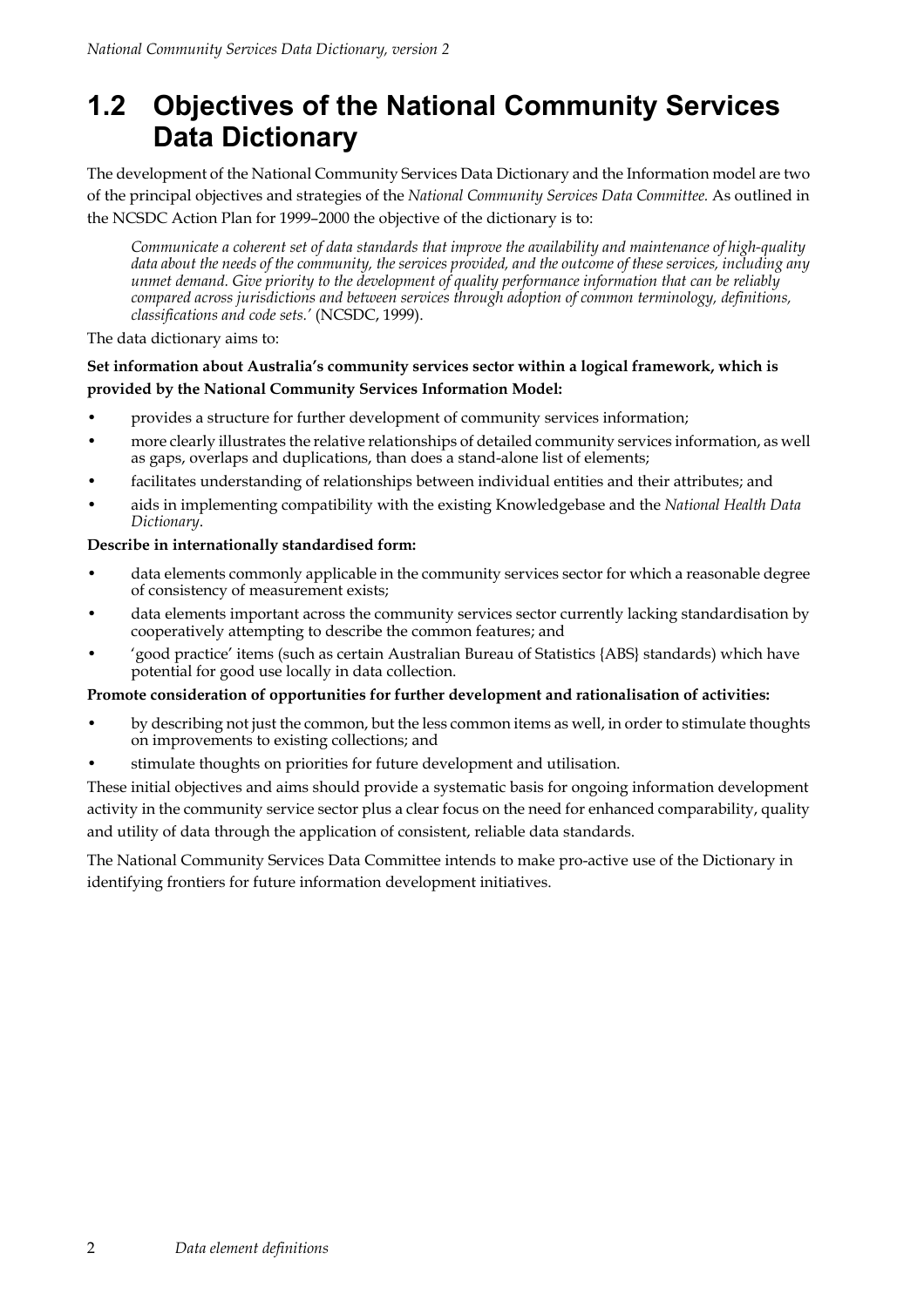## 1.2 Objectives of the National Community Services Data Dictionary

The development of the National Community Services Data Dictionary and the Information model are two of the principal objectives and strategies of the *National Community Services Data Committee.* As outlined in the NCSDC Action Plan for 1999–2000 the objective of the dictionary is to:

> *Communicate a coherent set of data standards that improve the availability and maintenance of high-quality data about the needs of the community, the services provided, and the outcome of these services, including any unmet demand. Give priority to the development of quality performance information that can be reliably compared across jurisdictions and between services through adoption of common terminology, definitions, classifications and code sets.'* (NCSDC, 1999).

The data dictionary aims to:

**Set information about Australia's community services sector within a logical framework, which is provided by the National Community Services Information Model:**

- provides a structure for further development of community services information;
- more clearly illustrates the relative relationships of detailed community services information, as well as gaps, overlaps and duplications, than does a stand-alone list of elements;
- facilitates understanding of relationships between individual entities and their attributes; and
- aids in implementing compatibility with the existing Knowledgebase and the *National Health Data Dictionary*.

**Describe in internationally standardised form:**

- data elements commonly applicable in the community services sector for which a reasonable degree of consistency of measurement exists;
- data elements important across the community services sector currently lacking standardisation by cooperatively attempting to describe the common features; and
- 'good practice' items (such as certain Australian Bureau of Statistics {ABS} standards) which have potential for good use locally in data collection.

**Promote consideration of opportunities for further development and rationalisation of activities:**

- by describing not just the common, but the less common items as well, in order to stimulate thoughts on improvements to existing collections; and
- stimulate thoughts on priorities for future development and utilisation.

These initial objectives and aims should provide a systematic basis for ongoing information development activity in the community service sector plus a clear focus on the need for enhanced comparability, quality and utility of data through the application of consistent, reliable data standards.

The National Community Services Data Committee intends to make pro-active use of the Dictionary in identifying frontiers for future information development initiatives.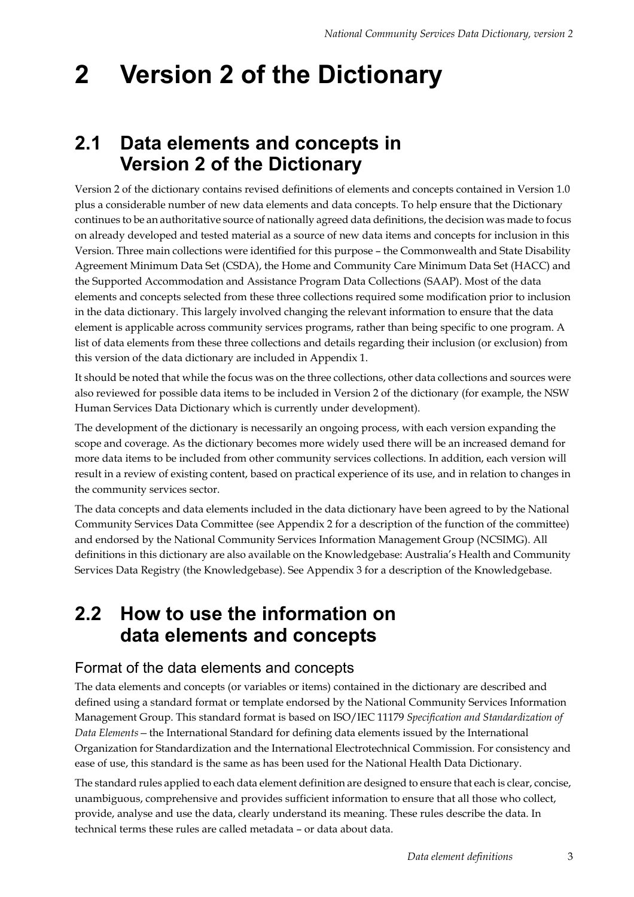# 2 Version 2 of the Dictionary

## 2.1 Data elements and concepts in Version 2 of the Dictionary

Version 2 of the dictionary contains revised definitions of elements and concepts contained in Version 1.0 plus a considerable number of new data elements and data concepts. To help ensure that the Dictionary continues to be an authoritative source of nationally agreed data definitions, the decision was made to focus on already developed and tested material as a source of new data items and concepts for inclusion in this Version. Three main collections were identified for this purpose – the Commonwealth and State Disability Agreement Minimum Data Set (CSDA), the Home and Community Care Minimum Data Set (HACC) and the Supported Accommodation and Assistance Program Data Collections (SAAP). Most of the data elements and concepts selected from these three collections required some modification prior to inclusion in the data dictionary. This largely involved changing the relevant information to ensure that the data element is applicable across community services programs, rather than being specific to one program. A list of data elements from these three collections and details regarding their inclusion (or exclusion) from this version of the data dictionary are included in Appendix 1.

It should be noted that while the focus was on the three collections, other data collections and sources were also reviewed for possible data items to be included in Version 2 of the dictionary (for example, the NSW Human Services Data Dictionary which is currently under development).

The development of the dictionary is necessarily an ongoing process, with each version expanding the scope and coverage. As the dictionary becomes more widely used there will be an increased demand for more data items to be included from other community services collections. In addition, each version will result in a review of existing content, based on practical experience of its use, and in relation to changes in the community services sector.

The data concepts and data elements included in the data dictionary have been agreed to by the National Community Services Data Committee (see Appendix 2 for a description of the function of the committee) and endorsed by the National Community Services Information Management Group (NCSIMG). All definitions in this dictionary are also available on the Knowledgebase: Australia's Health and Community Services Data Registry (the Knowledgebase). See Appendix 3 for a description of the Knowledgebase.

## 2.2 How to use the information on data elements and concepts

### Format of the data elements and concepts

The data elements and concepts (or variables or items) contained in the dictionary are described and defined using a standard format or template endorsed by the National Community Services Information Management Group. This standard format is based on ISO/IEC 11179 *Specification and Standardization of Data Elements* – the International Standard for defining data elements issued by the International Organization for Standardization and the International Electrotechnical Commission. For consistency and ease of use, this standard is the same as has been used for the National Health Data Dictionary.

The standard rules applied to each data element definition are designed to ensure that each is clear, concise, unambiguous, comprehensive and provides sufficient information to ensure that all those who collect, provide, analyse and use the data, clearly understand its meaning. These rules describe the data. In technical terms these rules are called metadata – or data about data.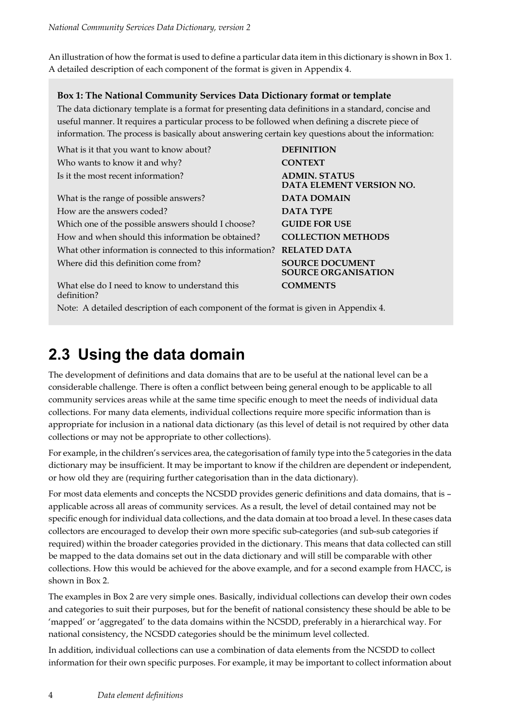An illustration of how the format is used to define a particular data item in this dictionary is shown in Box 1. A detailed description of each component of the format is given in Appendix 4.

**Box 1: The National Community Services Data Dictionary format or template**

The data dictionary template is a format for presenting data definitions in a standard, concise and useful manner. It requires a particular process to be followed when defining a discrete piece of information. The process is basically about answering certain key questions about the information:

| | |
|---|---|
| What is it that you want to know about? | **DEFINITION** |
| Who wants to know it and why? | **CONTEXT** |
| Is it the most recent information? | **ADMIN. STATUS**<br>**DATA ELEMENT VERSION NO.** |
| What is the range of possible answers? | **DATA DOMAIN** |
| How are the answers coded? | **DATA TYPE** |
| Which one of the possible answers should I choose? | **GUIDE FOR USE** |
| How and when should this information be obtained? | **COLLECTION METHODS** |
| What other information is connected to this information? | **RELATED DATA** |
| Where did this definition come from? | **SOURCE DOCUMENT**<br>**SOURCE ORGANISATION** |
| What else do I need to know to understand this definition? | **COMMENTS** |

Note: A detailed description of each component of the format is given in Appendix 4.

## 2.3 Using the data domain

The development of definitions and data domains that are to be useful at the national level can be a considerable challenge. There is often a conflict between being general enough to be applicable to all community services areas while at the same time specific enough to meet the needs of individual data collections. For many data elements, individual collections require more specific information than is appropriate for inclusion in a national data dictionary (as this level of detail is not required by other data collections or may not be appropriate to other collections).

For example, in the children's services area, the categorisation of family type into the 5 categories in the data dictionary may be insufficient. It may be important to know if the children are dependent or independent, or how old they are (requiring further categorisation than in the data dictionary).

For most data elements and concepts the NCSDD provides generic definitions and data domains, that is – applicable across all areas of community services. As a result, the level of detail contained may not be specific enough for individual data collections, and the data domain at too broad a level. In these cases data collectors are encouraged to develop their own more specific sub-categories (and sub-sub categories if required) within the broader categories provided in the dictionary. This means that data collected can still be mapped to the data domains set out in the data dictionary and will still be comparable with other collections. How this would be achieved for the above example, and for a second example from HACC, is shown in Box 2.

The examples in Box 2 are very simple ones. Basically, individual collections can develop their own codes and categories to suit their purposes, but for the benefit of national consistency these should be able to be 'mapped' or 'aggregated' to the data domains within the NCSDD, preferably in a hierarchical way. For national consistency, the NCSDD categories should be the minimum level collected.

In addition, individual collections can use a combination of data elements from the NCSDD to collect information for their own specific purposes. For example, it may be important to collect information about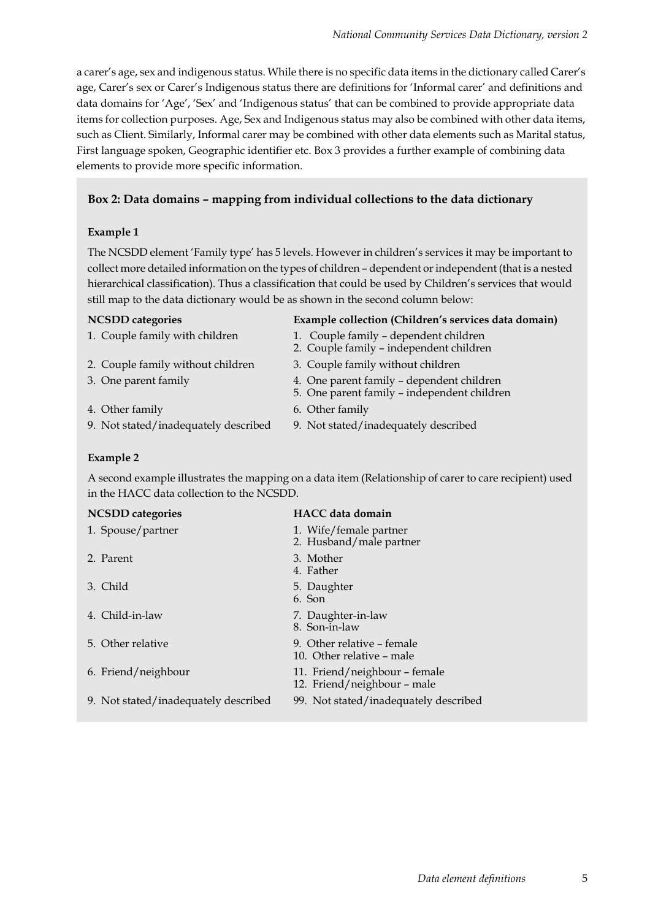a carer's age, sex and indigenous status. While there is no specific data items in the dictionary called Carer's age, Carer's sex or Carer's Indigenous status there are definitions for 'Informal carer' and definitions and data domains for 'Age', 'Sex' and 'Indigenous status' that can be combined to provide appropriate data items for collection purposes. Age, Sex and Indigenous status may also be combined with other data items, such as Client. Similarly, Informal carer may be combined with other data elements such as Marital status, First language spoken, Geographic identifier etc. Box 3 provides a further example of combining data elements to provide more specific information.

### Box 2: Data domains – mapping from individual collections to the data dictionary

**Example 1**

The NCSDD element 'Family type' has 5 levels. However in children's services it may be important to collect more detailed information on the types of children – dependent or independent (that is a nested hierarchical classification). Thus a classification that could be used by Children's services that would still map to the data dictionary would be as shown in the second column below:

| NCSDD categories | Example collection (Children's services data domain) |
|---|---|
| 1. Couple family with children | 1. Couple family – dependent children<br>2. Couple family – independent children |
| 2. Couple family without children | 3. Couple family without children |
| 3. One parent family | 4. One parent family – dependent children<br>5. One parent family – independent children |
| 4. Other family | 6. Other family |
| 9. Not stated/inadequately described | 9. Not stated/inadequately described |

**Example 2**

A second example illustrates the mapping on a data item (Relationship of carer to care recipient) used in the HACC data collection to the NCSDD.

| NCSDD categories | HACC data domain |
|---|---|
| 1. Spouse/partner | 1. Wife/female partner<br>2. Husband/male partner |
| 2. Parent | 3. Mother<br>4. Father |
| 3. Child | 5. Daughter<br>6. Son |
| 4. Child-in-law | 7. Daughter-in-law<br>8. Son-in-law |
| 5. Other relative | 9. Other relative – female<br>10. Other relative – male |
| 6. Friend/neighbour | 11. Friend/neighbour – female<br>12. Friend/neighbour – male |
| 9. Not stated/inadequately described | 99. Not stated/inadequately described |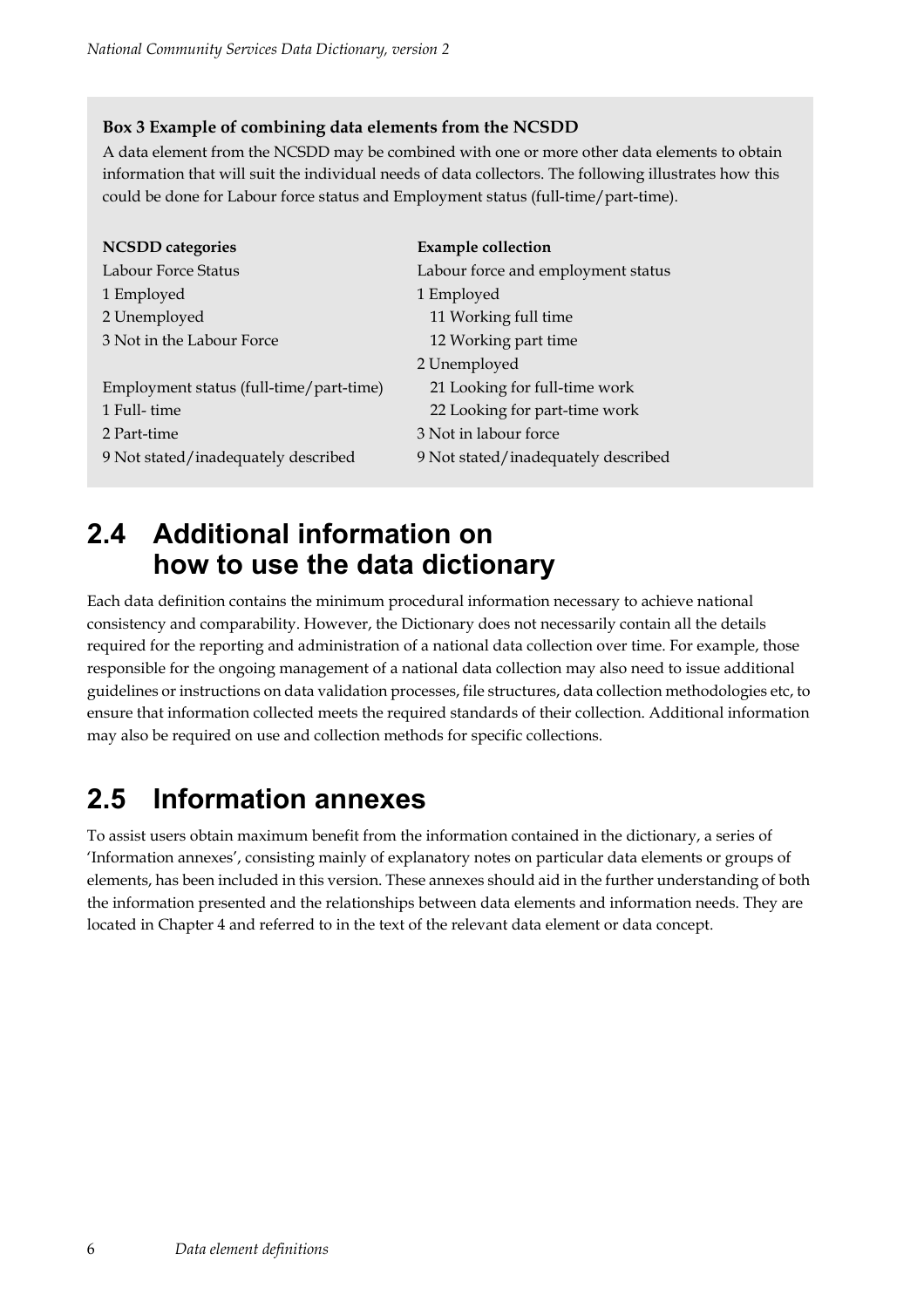**Box 3 Example of combining data elements from the NCSDD**

A data element from the NCSDD may be combined with one or more other data elements to obtain information that will suit the individual needs of data collectors. The following illustrates how this could be done for Labour force status and Employment status (full-time/part-time).

| NCSDD categories | Example collection |
|---|---|
| Labour Force Status | Labour force and employment status |
| 1 Employed | 1 Employed |
| 2 Unemployed | 11 Working full time |
| 3 Not in the Labour Force | 12 Working part time |
| | 2 Unemployed |
| Employment status (full-time/part-time) | 21 Looking for full-time work |
| 1 Full- time | 22 Looking for part-time work |
| 2 Part-time | 3 Not in labour force |
| 9 Not stated/inadequately described | 9 Not stated/inadequately described |

## 2.4 Additional information on how to use the data dictionary

Each data definition contains the minimum procedural information necessary to achieve national consistency and comparability. However, the Dictionary does not necessarily contain all the details required for the reporting and administration of a national data collection over time. For example, those responsible for the ongoing management of a national data collection may also need to issue additional guidelines or instructions on data validation processes, file structures, data collection methodologies etc, to ensure that information collected meets the required standards of their collection. Additional information may also be required on use and collection methods for specific collections.

## 2.5 Information annexes

To assist users obtain maximum benefit from the information contained in the dictionary, a series of 'Information annexes', consisting mainly of explanatory notes on particular data elements or groups of elements, has been included in this version. These annexes should aid in the further understanding of both the information presented and the relationships between data elements and information needs. They are located in Chapter 4 and referred to in the text of the relevant data element or data concept.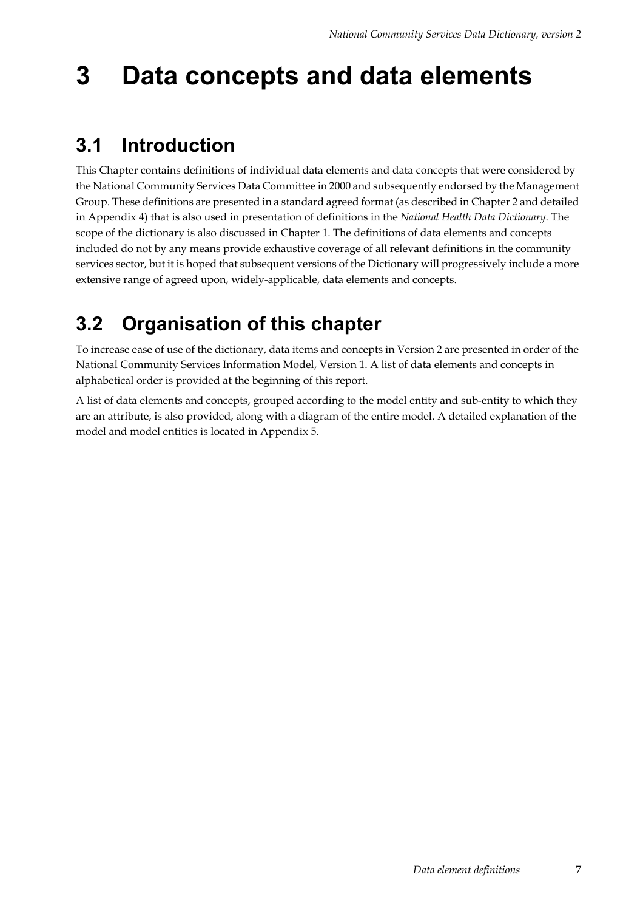# 3 Data concepts and data elements

## 3.1 Introduction

This Chapter contains definitions of individual data elements and data concepts that were considered by the National Community Services Data Committee in 2000 and subsequently endorsed by the Management Group. These definitions are presented in a standard agreed format (as described in Chapter 2 and detailed in Appendix 4) that is also used in presentation of definitions in the *National Health Data Dictionary*. The scope of the dictionary is also discussed in Chapter 1. The definitions of data elements and concepts included do not by any means provide exhaustive coverage of all relevant definitions in the community services sector, but it is hoped that subsequent versions of the Dictionary will progressively include a more extensive range of agreed upon, widely-applicable, data elements and concepts.

## 3.2 Organisation of this chapter

To increase ease of use of the dictionary, data items and concepts in Version 2 are presented in order of the National Community Services Information Model, Version 1. A list of data elements and concepts in alphabetical order is provided at the beginning of this report.

A list of data elements and concepts, grouped according to the model entity and sub-entity to which they are an attribute, is also provided, along with a diagram of the entire model. A detailed explanation of the model and model entities is located in Appendix 5.